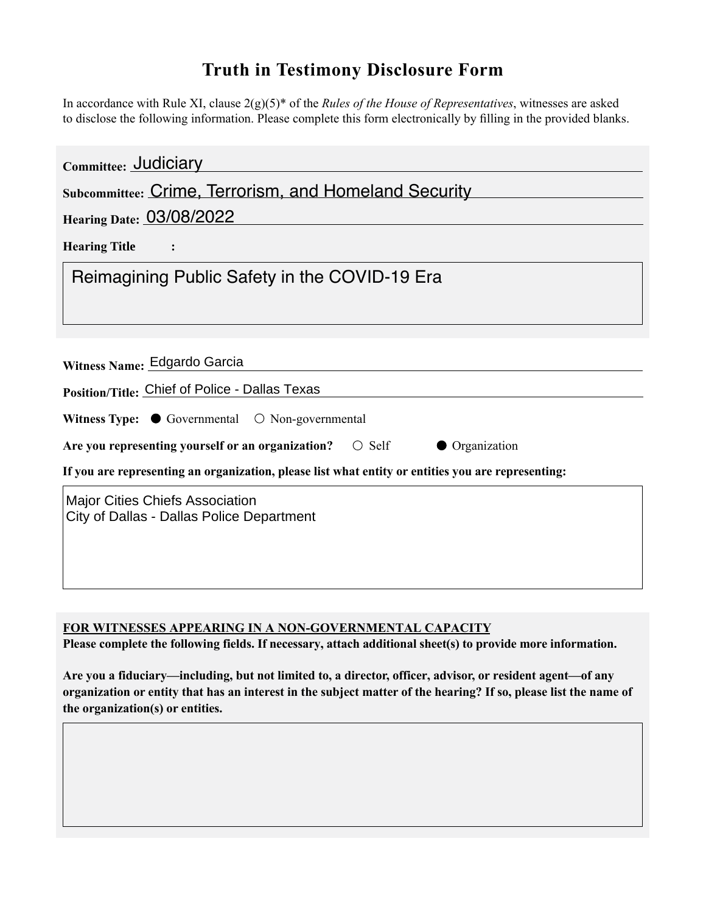# Truth in Testimony Disclosure Form

In accordance with Rule XI, clause 2(g)(5)* of the *Rules of the House of Representatives*, witnesses are asked to disclose the following information. Please complete this form electronically by filling in the provided blanks.

**Committee:** Judiciary

**Subcommittee:** Crime, Terrorism, and Homeland Security

**Hearing Date:** 03/08/2022

**Hearing Title** :

Reimagining Public Safety in the COVID-19 Era

**Witness Name:** Edgardo Garcia

**Position/Title:** Chief of Police - Dallas Texas

**Witness Type:** ● Governmental ○ Non-governmental

**Are you representing yourself or an organization?** ○ Self ● Organization

**If you are representing an organization, please list what entity or entities you are representing:**

Major Cities Chiefs Association
City of Dallas - Dallas Police Department

**<u>FOR WITNESSES APPEARING IN A NON-GOVERNMENTAL CAPACITY</u>**

**Please complete the following fields. If necessary, attach additional sheet(s) to provide more information.**

**Are you a fiduciary—including, but not limited to, a director, officer, advisor, or resident agent—of any organization or entity that has an interest in the subject matter of the hearing? If so, please list the name of the organization(s) or entities.**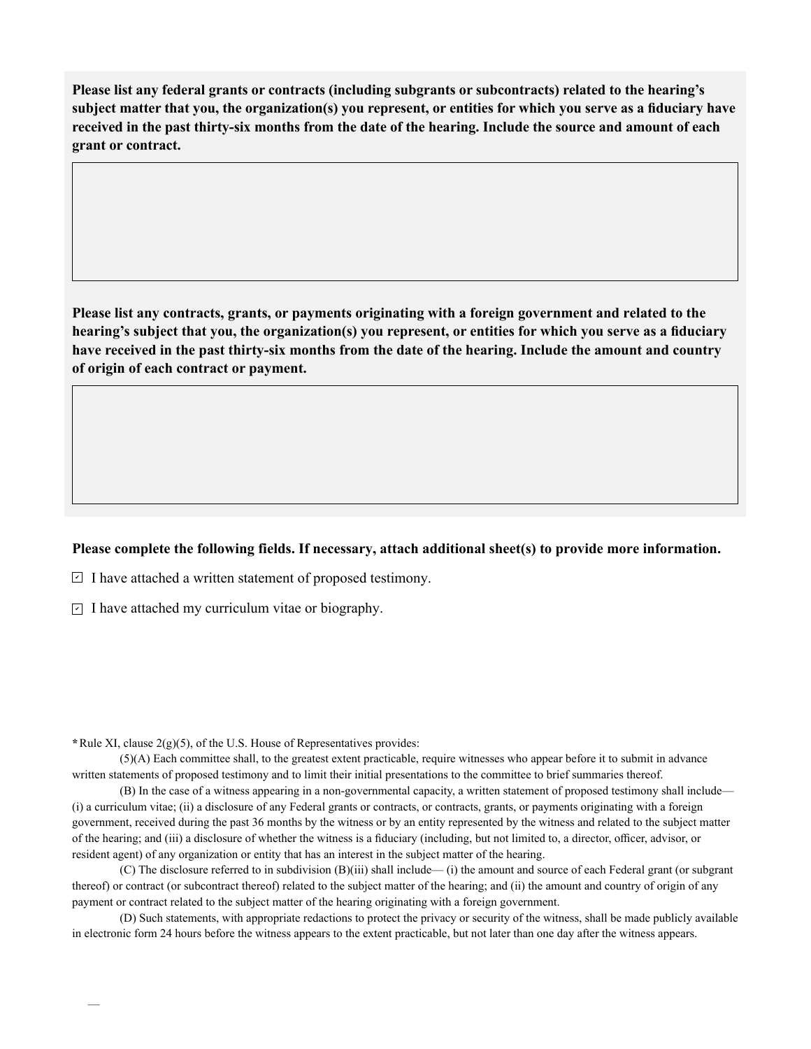**Please list any federal grants or contracts (including subgrants or subcontracts) related to the hearing's subject matter that you, the organization(s) you represent, or entities for which you serve as a fiduciary have received in the past thirty-six months from the date of the hearing. Include the source and amount of each grant or contract.**

**Please list any contracts, grants, or payments originating with a foreign government and related to the hearing's subject that you, the organization(s) you represent, or entities for which you serve as a fiduciary have received in the past thirty-six months from the date of the hearing. Include the amount and country of origin of each contract or payment.**

**Please complete the following fields. If necessary, attach additional sheet(s) to provide more information.**

- [x] I have attached a written statement of proposed testimony.
- [x] I have attached my curriculum vitae or biography.

**\*** Rule XI, clause 2(g)(5), of the U.S. House of Representatives provides:

(5)(A) Each committee shall, to the greatest extent practicable, require witnesses who appear before it to submit in advance written statements of proposed testimony and to limit their initial presentations to the committee to brief summaries thereof.

(B) In the case of a witness appearing in a non-governmental capacity, a written statement of proposed testimony shall include— (i) a curriculum vitae; (ii) a disclosure of any Federal grants or contracts, or contracts, grants, or payments originating with a foreign government, received during the past 36 months by the witness or by an entity represented by the witness and related to the subject matter of the hearing; and (iii) a disclosure of whether the witness is a fiduciary (including, but not limited to, a director, officer, advisor, or resident agent) of any organization or entity that has an interest in the subject matter of the hearing.

(C) The disclosure referred to in subdivision (B)(iii) shall include— (i) the amount and source of each Federal grant (or subgrant thereof) or contract (or subcontract thereof) related to the subject matter of the hearing; and (ii) the amount and country of origin of any payment or contract related to the subject matter of the hearing originating with a foreign government.

(D) Such statements, with appropriate redactions to protect the privacy or security of the witness, shall be made publicly available in electronic form 24 hours before the witness appears to the extent practicable, but not later than one day after the witness appears.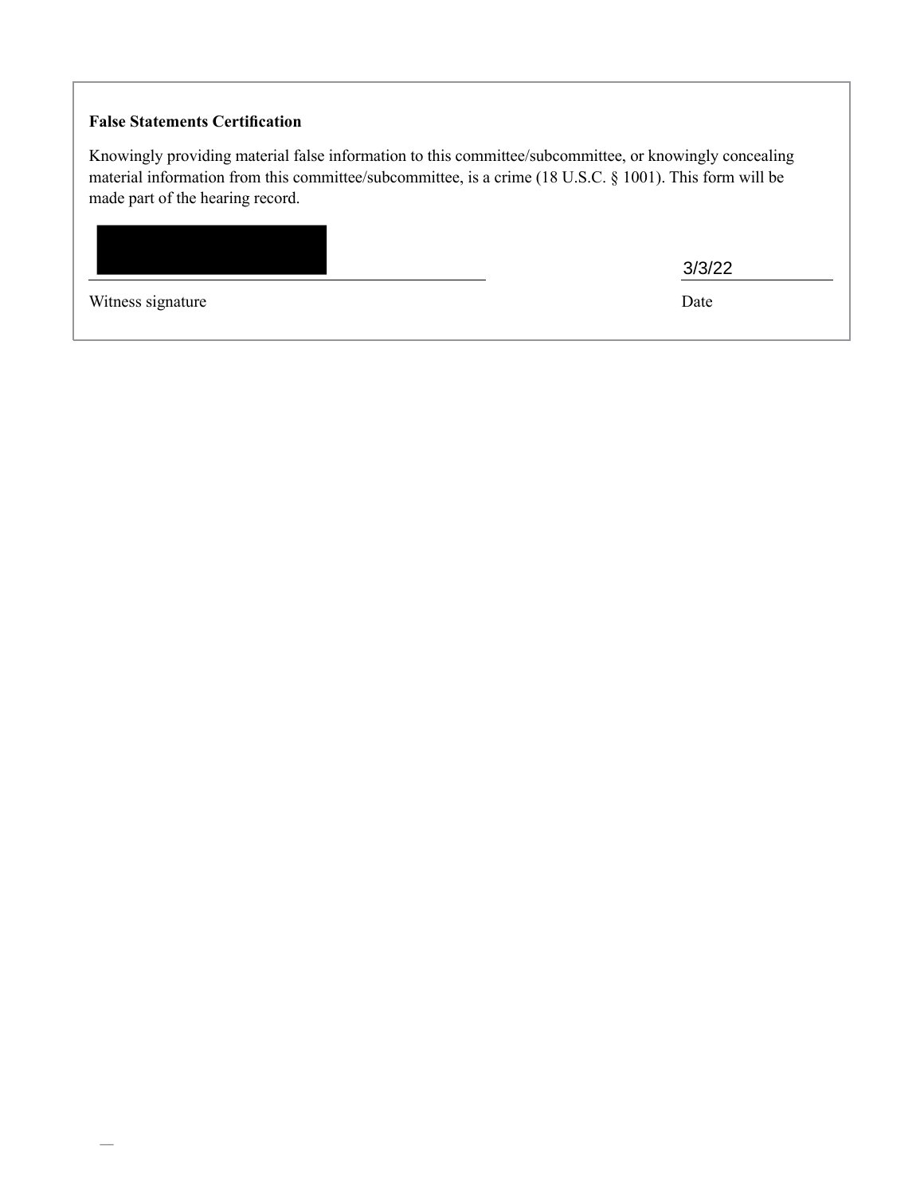**False Statements Certification**

Knowingly providing material false information to this committee/subcommittee, or knowingly concealing material information from this committee/subcommittee, is a crime (18 U.S.C. § 1001). This form will be made part of the hearing record.

\_\_\_\_\_\_\_\_\_\_\_\_\_\_\_\_\_\_\_\_\_\_\_\_\_\_\_\_\_\_\_\_\_\_\_\_\_\_\_\_ 3/3/22

Witness signature Date